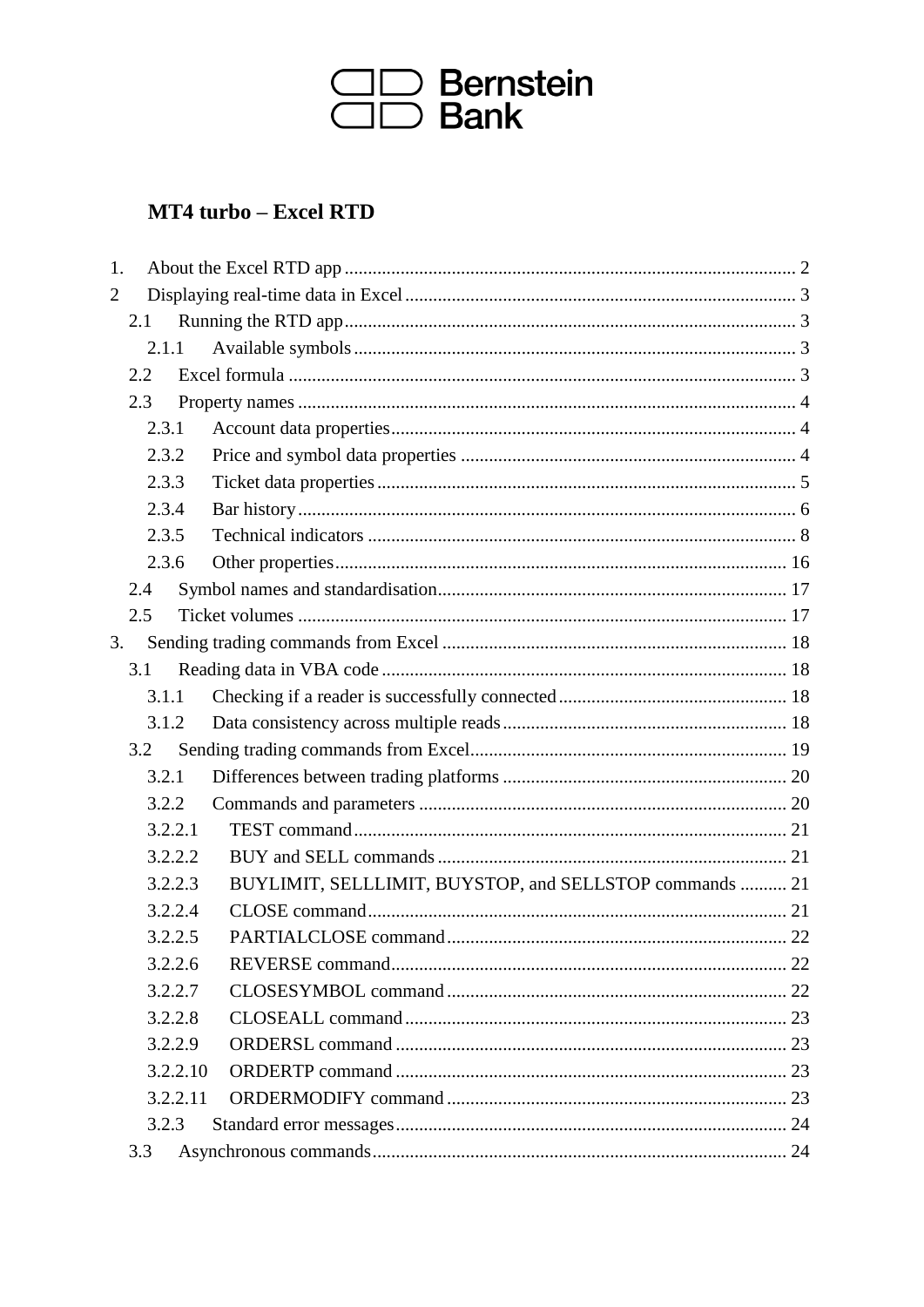Bernstein Bank

# MT4 turbo – Excel RTD

1. About the Excel RTD app ........................................................................................... 2
2 Displaying real-time data in Excel .................................................................................. 3
   2.1 Running the RTD app ............................................................................................. 3
      2.1.1 Available symbols ............................................................................................ 3
   2.2 Excel formula ......................................................................................................... 3
   2.3 Property names ....................................................................................................... 4
      2.3.1 Account data properties ................................................................................... 4
      2.3.2 Price and symbol data properties ..................................................................... 4
      2.3.3 Ticket data properties ....................................................................................... 5
      2.3.4 Bar history ....................................................................................................... 6
      2.3.5 Technical indicators ......................................................................................... 8
      2.3.6 Other properties ............................................................................................... 16
   2.4 Symbol names and standardisation ........................................................................ 17
   2.5 Ticket volumes ....................................................................................................... 17
3. Sending trading commands from Excel ......................................................................... 18
   3.1 Reading data in VBA code ..................................................................................... 18
      3.1.1 Checking if a reader is successfully connected ............................................... 18
      3.1.2 Data consistency across multiple reads ........................................................... 18
   3.2 Sending trading commands from Excel ................................................................... 19
      3.2.1 Differences between trading platforms ............................................................ 20
      3.2.2 Commands and parameters ............................................................................. 20
      3.2.2.1 TEST command ............................................................................................ 21
      3.2.2.2 BUY and SELL commands .......................................................................... 21
      3.2.2.3 BUYLIMIT, SELLLIMIT, BUYSTOP, and SELLSTOP commands .......... 21
      3.2.2.4 CLOSE command ......................................................................................... 21
      3.2.2.5 PARTIALCLOSE command ........................................................................ 22
      3.2.2.6 REVERSE command .................................................................................... 22
      3.2.2.7 CLOSESYMBOL command ........................................................................ 22
      3.2.2.8 CLOSEALL command ................................................................................. 23
      3.2.2.9 ORDERSL command ................................................................................... 23
      3.2.2.10 ORDERTP command ................................................................................. 23
      3.2.2.11 ORDERMODIFY command ...................................................................... 23
      3.2.3 Standard error messages .................................................................................. 24
   3.3 Asynchronous commands ....................................................................................... 24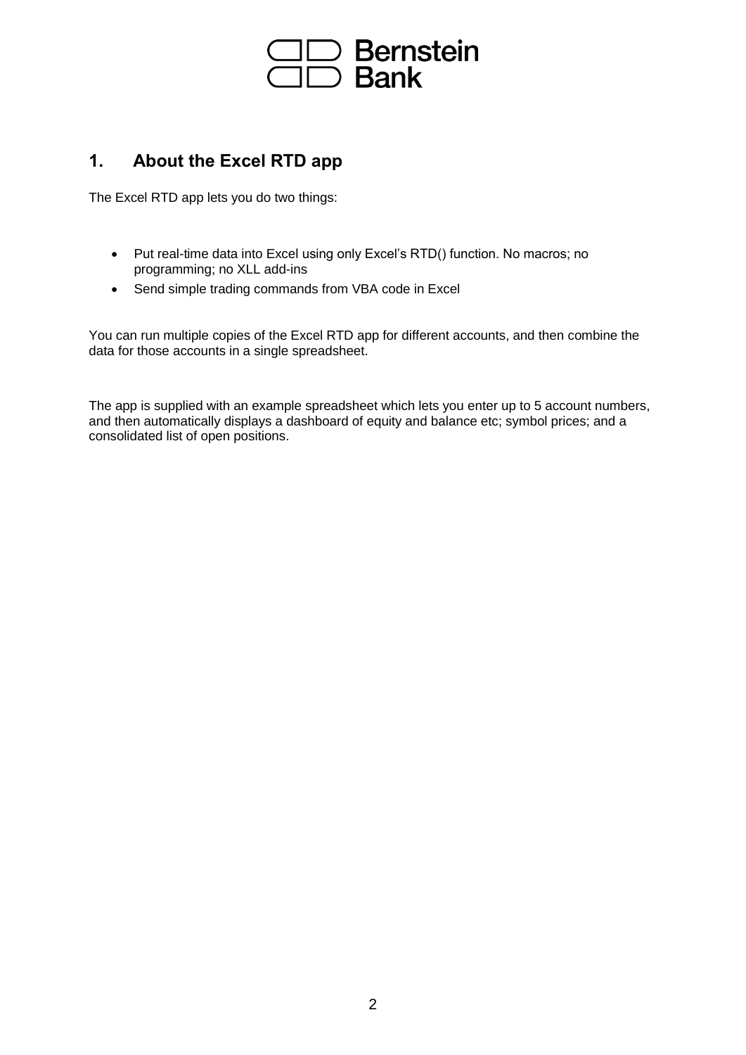## 1. About the Excel RTD app

The Excel RTD app lets you do two things:

- Put real-time data into Excel using only Excel's RTD() function. No macros; no programming; no XLL add-ins
- Send simple trading commands from VBA code in Excel

You can run multiple copies of the Excel RTD app for different accounts, and then combine the data for those accounts in a single spreadsheet.

The app is supplied with an example spreadsheet which lets you enter up to 5 account numbers, and then automatically displays a dashboard of equity and balance etc; symbol prices; and a consolidated list of open positions.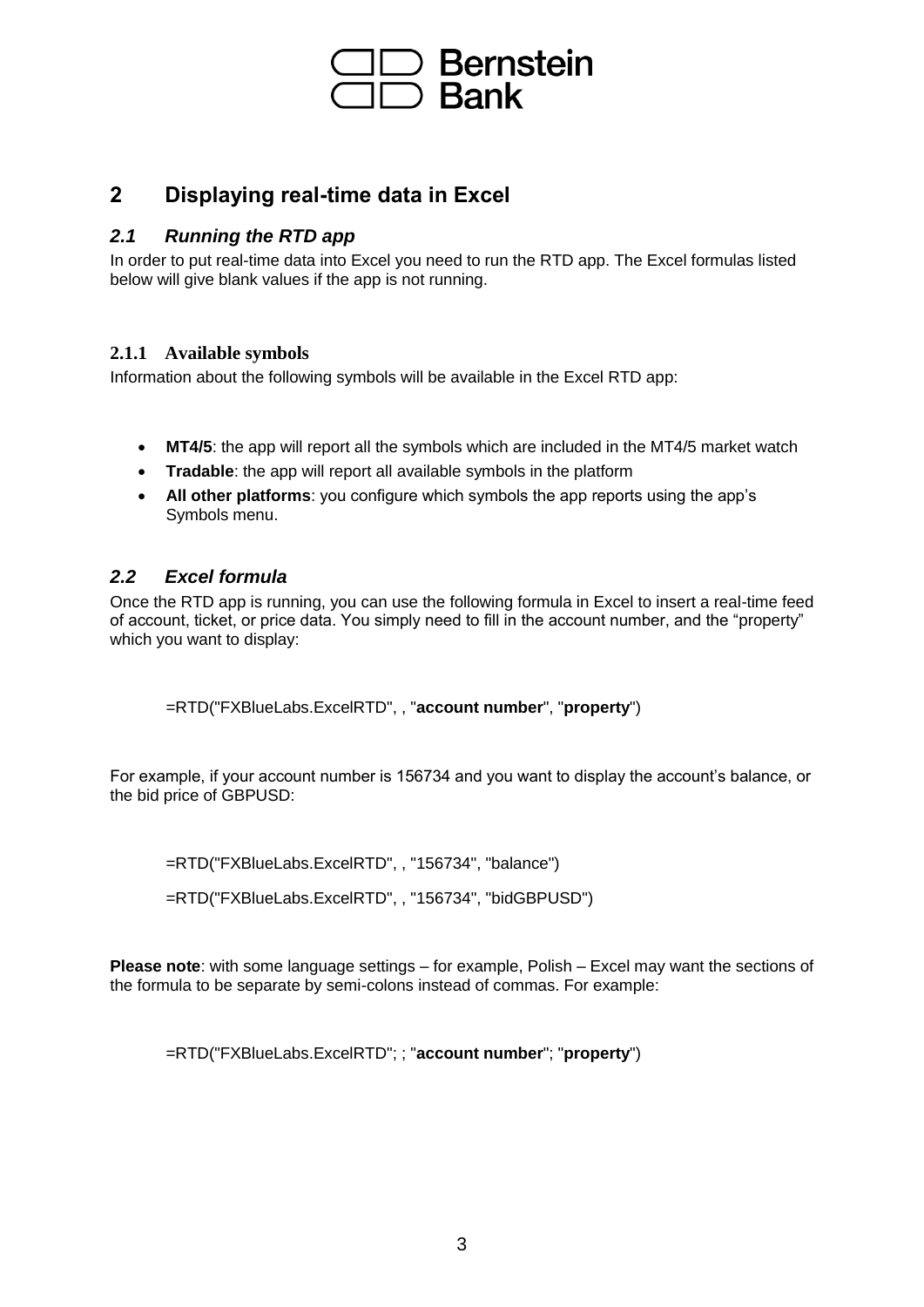# 2 Displaying real-time data in Excel

## 2.1 Running the RTD app

In order to put real-time data into Excel you need to run the RTD app. The Excel formulas listed below will give blank values if the app is not running.

### 2.1.1 Available symbols

Information about the following symbols will be available in the Excel RTD app:

- **MT4/5**: the app will report all the symbols which are included in the MT4/5 market watch
- **Tradable**: the app will report all available symbols in the platform
- **All other platforms**: you configure which symbols the app reports using the app's Symbols menu.

## 2.2 Excel formula

Once the RTD app is running, you can use the following formula in Excel to insert a real-time feed of account, ticket, or price data. You simply need to fill in the account number, and the "property" which you want to display:

=RTD("FXBlueLabs.ExcelRTD", , "**account number**", "**property**")

For example, if your account number is 156734 and you want to display the account's balance, or the bid price of GBPUSD:

=RTD("FXBlueLabs.ExcelRTD", , "156734", "balance")

=RTD("FXBlueLabs.ExcelRTD", , "156734", "bidGBPUSD")

**Please note**: with some language settings – for example, Polish – Excel may want the sections of the formula to be separate by semi-colons instead of commas. For example:

=RTD("FXBlueLabs.ExcelRTD"; ; "**account number**"; "**property**")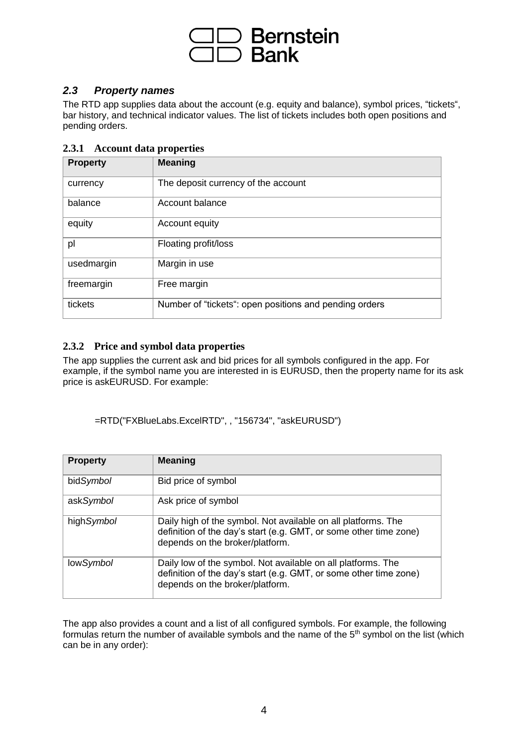## 2.3 Property names

The RTD app supplies data about the account (e.g. equity and balance), symbol prices, "tickets", bar history, and technical indicator values. The list of tickets includes both open positions and pending orders.

### 2.3.1 Account data properties

| Property | Meaning |
|---|---|
| currency | The deposit currency of the account |
| balance | Account balance |
| equity | Account equity |
| pl | Floating profit/loss |
| usedmargin | Margin in use |
| freemargin | Free margin |
| tickets | Number of "tickets": open positions and pending orders |

### 2.3.2 Price and symbol data properties

The app supplies the current ask and bid prices for all symbols configured in the app. For example, if the symbol name you are interested in is EURUSD, then the property name for its ask price is askEURUSD. For example:

```
=RTD("FXBlueLabs.ExcelRTD", , "156734", "askEURUSD")
```

| Property | Meaning |
|---|---|
| bid*Symbol* | Bid price of symbol |
| ask*Symbol* | Ask price of symbol |
| high*Symbol* | Daily high of the symbol. Not available on all platforms. The definition of the day's start (e.g. GMT, or some other time zone) depends on the broker/platform. |
| low*Symbol* | Daily low of the symbol. Not available on all platforms. The definition of the day's start (e.g. GMT, or some other time zone) depends on the broker/platform. |

The app also provides a count and a list of all configured symbols. For example, the following formulas return the number of available symbols and the name of the 5th symbol on the list (which can be in any order):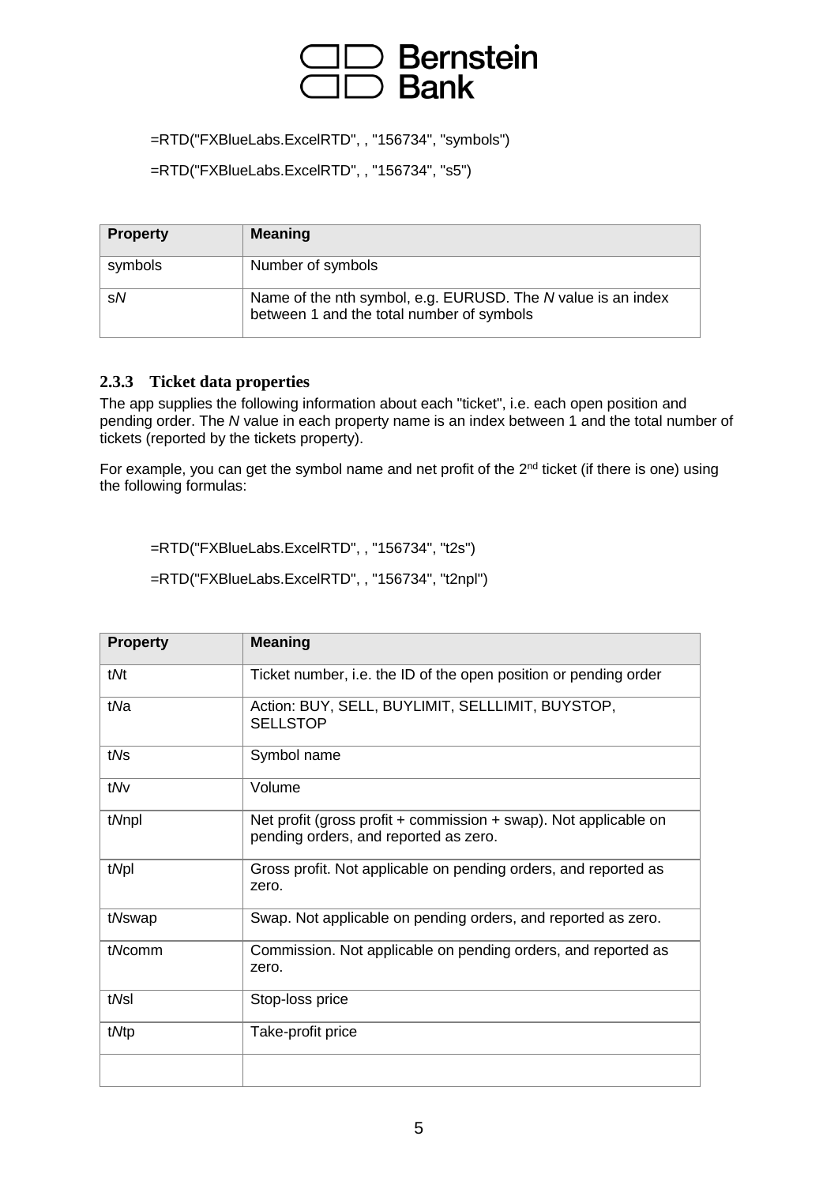=RTD("FXBlueLabs.ExcelRTD", , "156734", "symbols")

=RTD("FXBlueLabs.ExcelRTD", , "156734", "s5")

| Property | Meaning |
|---|---|
| symbols | Number of symbols |
| s*N* | Name of the nth symbol, e.g. EURUSD. The *N* value is an index between 1 and the total number of symbols |

### 2.3.3 Ticket data properties

The app supplies the following information about each "ticket", i.e. each open position and pending order. The *N* value in each property name is an index between 1 and the total number of tickets (reported by the tickets property).

For example, you can get the symbol name and net profit of the 2nd ticket (if there is one) using the following formulas:

=RTD("FXBlueLabs.ExcelRTD", , "156734", "t2s")

=RTD("FXBlueLabs.ExcelRTD", , "156734", "t2npl")

| Property | Meaning |
|---|---|
| t*N*t | Ticket number, i.e. the ID of the open position or pending order |
| t*N*a | Action: BUY, SELL, BUYLIMIT, SELLLIMIT, BUYSTOP, SELLSTOP |
| t*N*s | Symbol name |
| t*N*v | Volume |
| t*N*npl | Net profit (gross profit + commission + swap). Not applicable on pending orders, and reported as zero. |
| t*N*pl | Gross profit. Not applicable on pending orders, and reported as zero. |
| t*N*swap | Swap. Not applicable on pending orders, and reported as zero. |
| t*N*comm | Commission. Not applicable on pending orders, and reported as zero. |
| t*N*sl | Stop-loss price |
| t*N*tp | Take-profit price |
| | |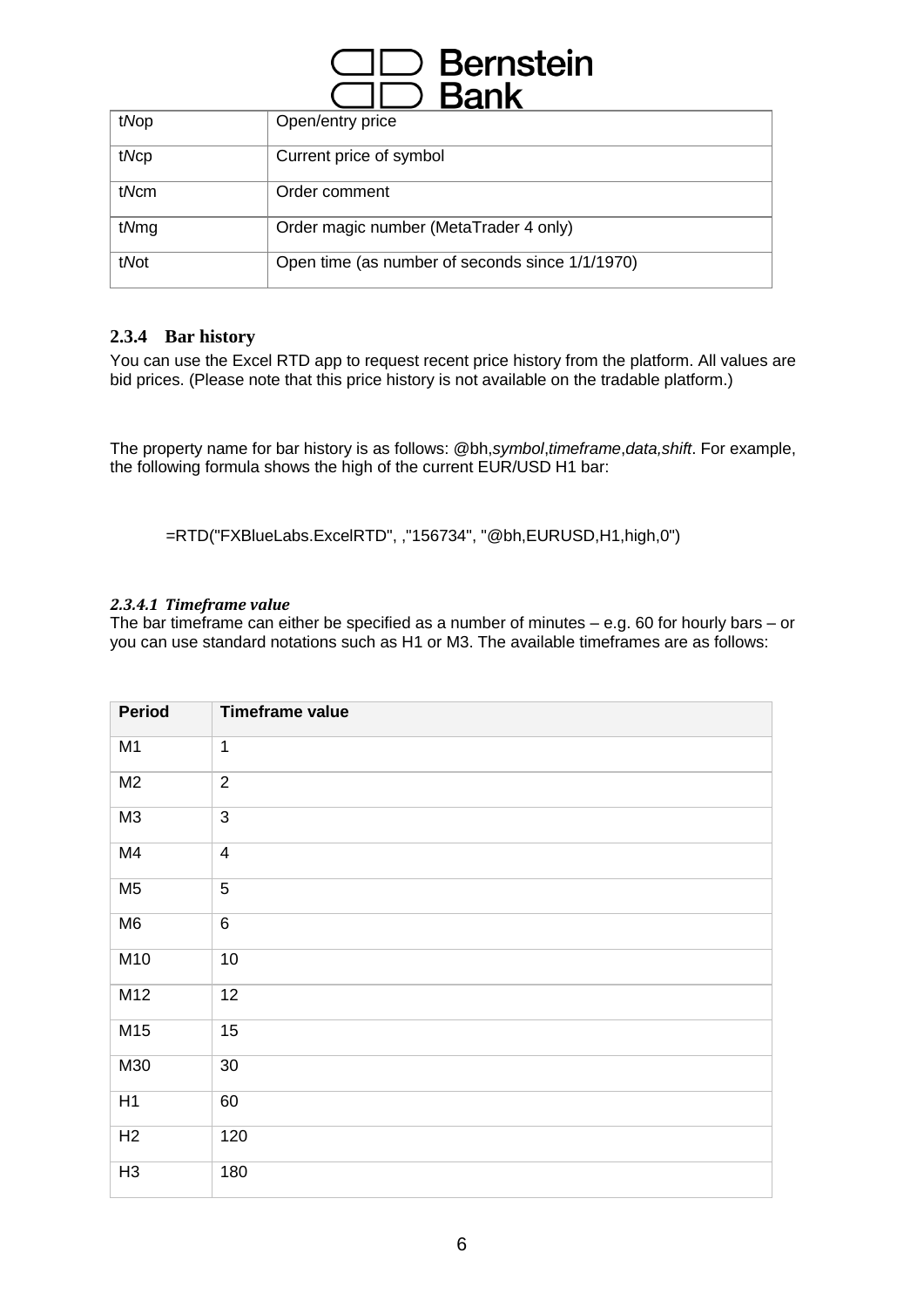| t*N*op | Open/entry price |
|---|---|
| t*N*cp | Current price of symbol |
| t*N*cm | Order comment |
| t*N*mg | Order magic number (MetaTrader 4 only) |
| t*N*ot | Open time (as number of seconds since 1/1/1970) |

### 2.3.4 Bar history

You can use the Excel RTD app to request recent price history from the platform. All values are bid prices. (Please note that this price history is not available on the tradable platform.)

The property name for bar history is as follows: @bh,*symbol*,*timeframe*,*data,shift*. For example, the following formula shows the high of the current EUR/USD H1 bar:

```
=RTD("FXBlueLabs.ExcelRTD", ,"156734", "@bh,EURUSD,H1,high,0")
```

#### *2.3.4.1 Timeframe value*

The bar timeframe can either be specified as a number of minutes – e.g. 60 for hourly bars – or you can use standard notations such as H1 or M3. The available timeframes are as follows:

| Period | Timeframe value |
|---|---|
| M1 | 1 |
| M2 | 2 |
| M3 | 3 |
| M4 | 4 |
| M5 | 5 |
| M6 | 6 |
| M10 | 10 |
| M12 | 12 |
| M15 | 15 |
| M30 | 30 |
| H1 | 60 |
| H2 | 120 |
| H3 | 180 |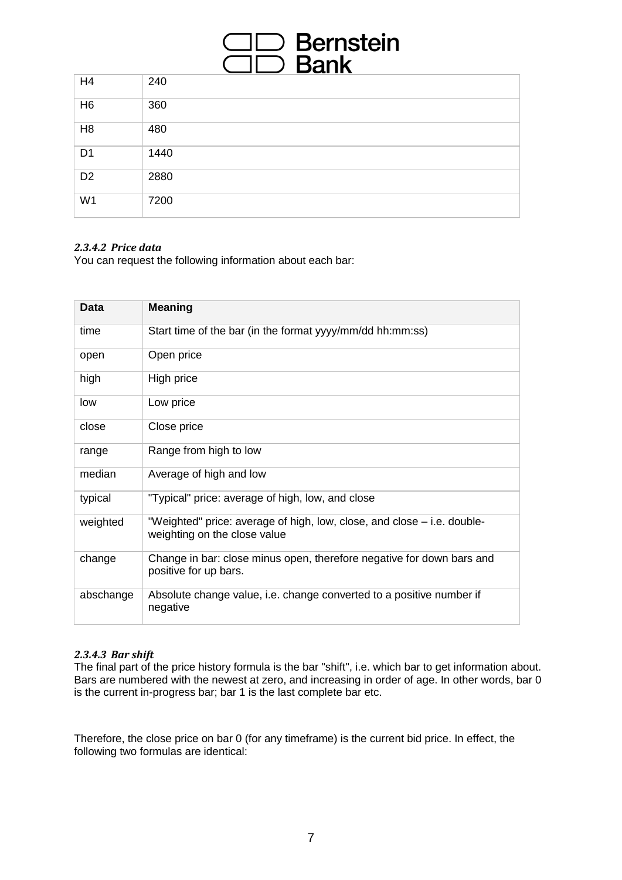| H4 | 240 |
|---|---|
| H6 | 360 |
| H8 | 480 |
| D1 | 1440 |
| D2 | 2880 |
| W1 | 7200 |

#### *2.3.4.2 Price data*

You can request the following information about each bar:

| Data | Meaning |
|---|---|
| time | Start time of the bar (in the format yyyy/mm/dd hh:mm:ss) |
| open | Open price |
| high | High price |
| low | Low price |
| close | Close price |
| range | Range from high to low |
| median | Average of high and low |
| typical | "Typical" price: average of high, low, and close |
| weighted | "Weighted" price: average of high, low, close, and close – i.e. double-weighting on the close value |
| change | Change in bar: close minus open, therefore negative for down bars and positive for up bars. |
| abschange | Absolute change value, i.e. change converted to a positive number if negative |

#### *2.3.4.3 Bar shift*

The final part of the price history formula is the bar "shift", i.e. which bar to get information about. Bars are numbered with the newest at zero, and increasing in order of age. In other words, bar 0 is the current in-progress bar; bar 1 is the last complete bar etc.

Therefore, the close price on bar 0 (for any timeframe) is the current bid price. In effect, the following two formulas are identical: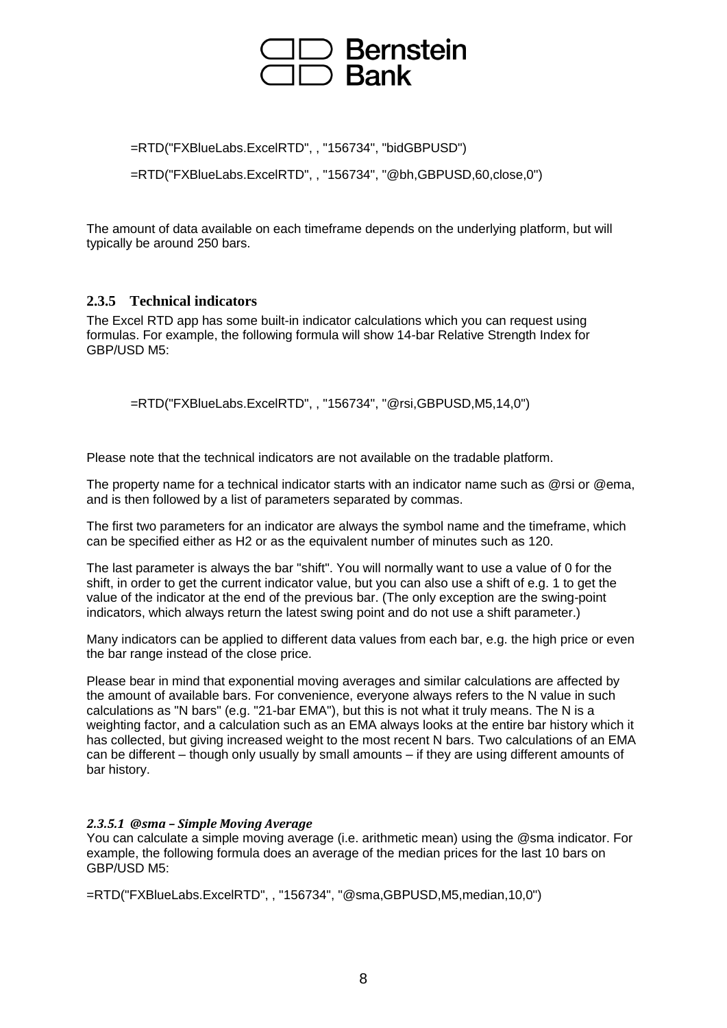```
=RTD("FXBlueLabs.ExcelRTD", , "156734", "bidGBPUSD")

=RTD("FXBlueLabs.ExcelRTD", , "156734", "@bh,GBPUSD,60,close,0")
```

The amount of data available on each timeframe depends on the underlying platform, but will typically be around 250 bars.

### 2.3.5 Technical indicators

The Excel RTD app has some built-in indicator calculations which you can request using formulas. For example, the following formula will show 14-bar Relative Strength Index for GBP/USD M5:

```
=RTD("FXBlueLabs.ExcelRTD", , "156734", "@rsi,GBPUSD,M5,14,0")
```

Please note that the technical indicators are not available on the tradable platform.

The property name for a technical indicator starts with an indicator name such as @rsi or @ema, and is then followed by a list of parameters separated by commas.

The first two parameters for an indicator are always the symbol name and the timeframe, which can be specified either as H2 or as the equivalent number of minutes such as 120.

The last parameter is always the bar "shift". You will normally want to use a value of 0 for the shift, in order to get the current indicator value, but you can also use a shift of e.g. 1 to get the value of the indicator at the end of the previous bar. (The only exception are the swing-point indicators, which always return the latest swing point and do not use a shift parameter.)

Many indicators can be applied to different data values from each bar, e.g. the high price or even the bar range instead of the close price.

Please bear in mind that exponential moving averages and similar calculations are affected by the amount of available bars. For convenience, everyone always refers to the N value in such calculations as "N bars" (e.g. "21-bar EMA"), but this is not what it truly means. The N is a weighting factor, and a calculation such as an EMA always looks at the entire bar history which it has collected, but giving increased weight to the most recent N bars. Two calculations of an EMA can be different – though only usually by small amounts – if they are using different amounts of bar history.

#### *2.3.5.1 @sma – Simple Moving Average*

You can calculate a simple moving average (i.e. arithmetic mean) using the @sma indicator. For example, the following formula does an average of the median prices for the last 10 bars on GBP/USD M5:

```
=RTD("FXBlueLabs.ExcelRTD", , "156734", "@sma,GBPUSD,M5,median,10,0")
```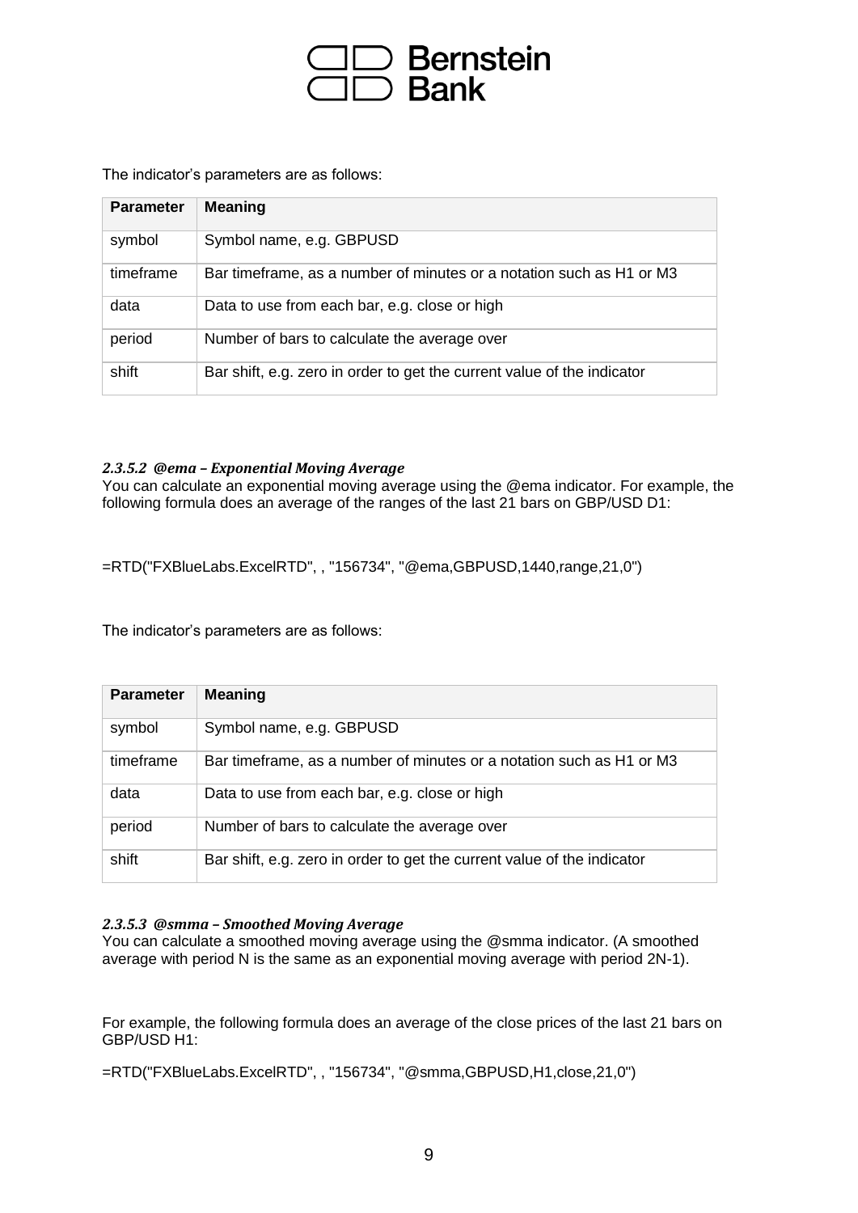The indicator's parameters are as follows:

| Parameter | Meaning |
|---|---|
| symbol | Symbol name, e.g. GBPUSD |
| timeframe | Bar timeframe, as a number of minutes or a notation such as H1 or M3 |
| data | Data to use from each bar, e.g. close or high |
| period | Number of bars to calculate the average over |
| shift | Bar shift, e.g. zero in order to get the current value of the indicator |

##### *2.3.5.2 @ema – Exponential Moving Average*

You can calculate an exponential moving average using the @ema indicator. For example, the following formula does an average of the ranges of the last 21 bars on GBP/USD D1:

```
=RTD("FXBlueLabs.ExcelRTD", , "156734", "@ema,GBPUSD,1440,range,21,0")
```

The indicator's parameters are as follows:

| Parameter | Meaning |
|---|---|
| symbol | Symbol name, e.g. GBPUSD |
| timeframe | Bar timeframe, as a number of minutes or a notation such as H1 or M3 |
| data | Data to use from each bar, e.g. close or high |
| period | Number of bars to calculate the average over |
| shift | Bar shift, e.g. zero in order to get the current value of the indicator |

##### *2.3.5.3 @smma – Smoothed Moving Average*

You can calculate a smoothed moving average using the @smma indicator. (A smoothed average with period N is the same as an exponential moving average with period 2N-1).

For example, the following formula does an average of the close prices of the last 21 bars on GBP/USD H1:

```
=RTD("FXBlueLabs.ExcelRTD", , "156734", "@smma,GBPUSD,H1,close,21,0")
```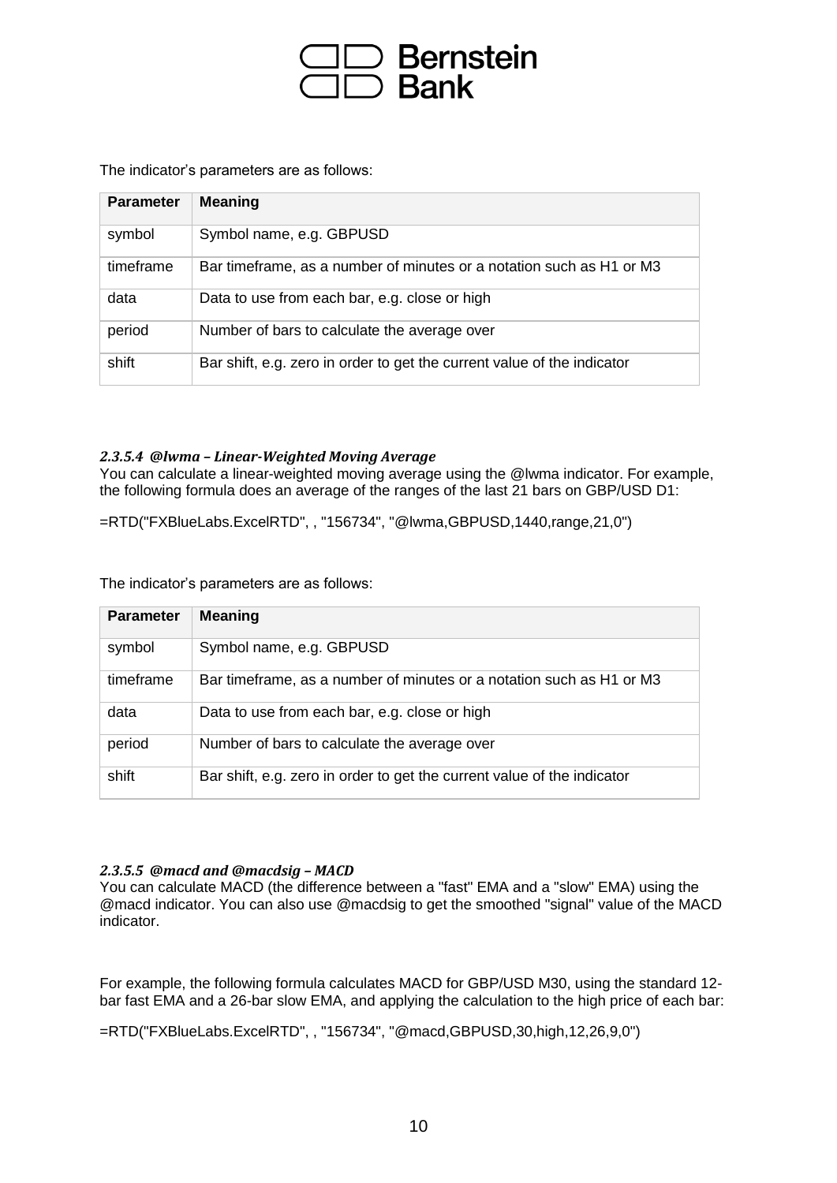The indicator's parameters are as follows:

| Parameter | Meaning |
|---|---|
| symbol | Symbol name, e.g. GBPUSD |
| timeframe | Bar timeframe, as a number of minutes or a notation such as H1 or M3 |
| data | Data to use from each bar, e.g. close or high |
| period | Number of bars to calculate the average over |
| shift | Bar shift, e.g. zero in order to get the current value of the indicator |

#### *2.3.5.4 @lwma – Linear-Weighted Moving Average*

You can calculate a linear-weighted moving average using the @lwma indicator. For example, the following formula does an average of the ranges of the last 21 bars on GBP/USD D1:

=RTD("FXBlueLabs.ExcelRTD", , "156734", "@lwma,GBPUSD,1440,range,21,0")

The indicator's parameters are as follows:

| Parameter | Meaning |
|---|---|
| symbol | Symbol name, e.g. GBPUSD |
| timeframe | Bar timeframe, as a number of minutes or a notation such as H1 or M3 |
| data | Data to use from each bar, e.g. close or high |
| period | Number of bars to calculate the average over |
| shift | Bar shift, e.g. zero in order to get the current value of the indicator |

#### *2.3.5.5 @macd and @macdsig – MACD*

You can calculate MACD (the difference between a "fast" EMA and a "slow" EMA) using the @macd indicator. You can also use @macdsig to get the smoothed "signal" value of the MACD indicator.

For example, the following formula calculates MACD for GBP/USD M30, using the standard 12-bar fast EMA and a 26-bar slow EMA, and applying the calculation to the high price of each bar:

=RTD("FXBlueLabs.ExcelRTD", , "156734", "@macd,GBPUSD,30,high,12,26,9,0")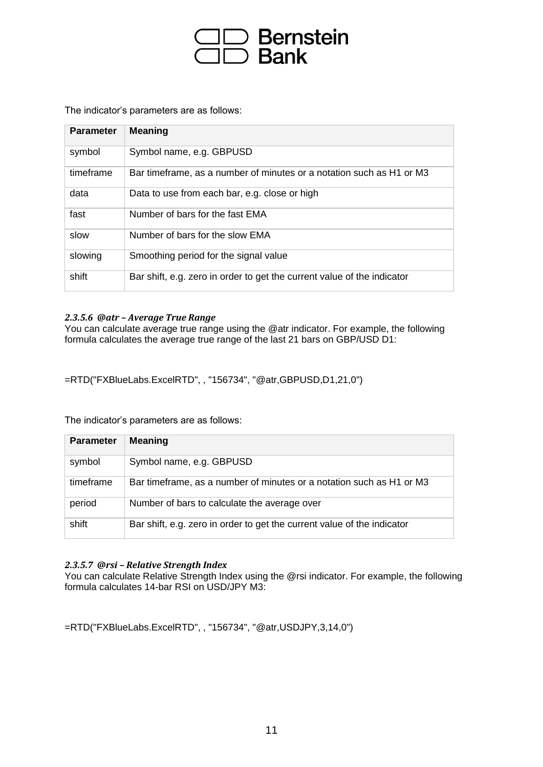The indicator's parameters are as follows:

| Parameter | Meaning |
|---|---|
| symbol | Symbol name, e.g. GBPUSD |
| timeframe | Bar timeframe, as a number of minutes or a notation such as H1 or M3 |
| data | Data to use from each bar, e.g. close or high |
| fast | Number of bars for the fast EMA |
| slow | Number of bars for the slow EMA |
| slowing | Smoothing period for the signal value |
| shift | Bar shift, e.g. zero in order to get the current value of the indicator |

#### *2.3.5.6 @atr – Average True Range*

You can calculate average true range using the @atr indicator. For example, the following formula calculates the average true range of the last 21 bars on GBP/USD D1:

```
=RTD("FXBlueLabs.ExcelRTD", , "156734", "@atr,GBPUSD,D1,21,0")
```

The indicator's parameters are as follows:

| Parameter | Meaning |
|---|---|
| symbol | Symbol name, e.g. GBPUSD |
| timeframe | Bar timeframe, as a number of minutes or a notation such as H1 or M3 |
| period | Number of bars to calculate the average over |
| shift | Bar shift, e.g. zero in order to get the current value of the indicator |

#### *2.3.5.7 @rsi – Relative Strength Index*

You can calculate Relative Strength Index using the @rsi indicator. For example, the following formula calculates 14-bar RSI on USD/JPY M3:

```
=RTD("FXBlueLabs.ExcelRTD", , "156734", "@atr,USDJPY,3,14,0")
```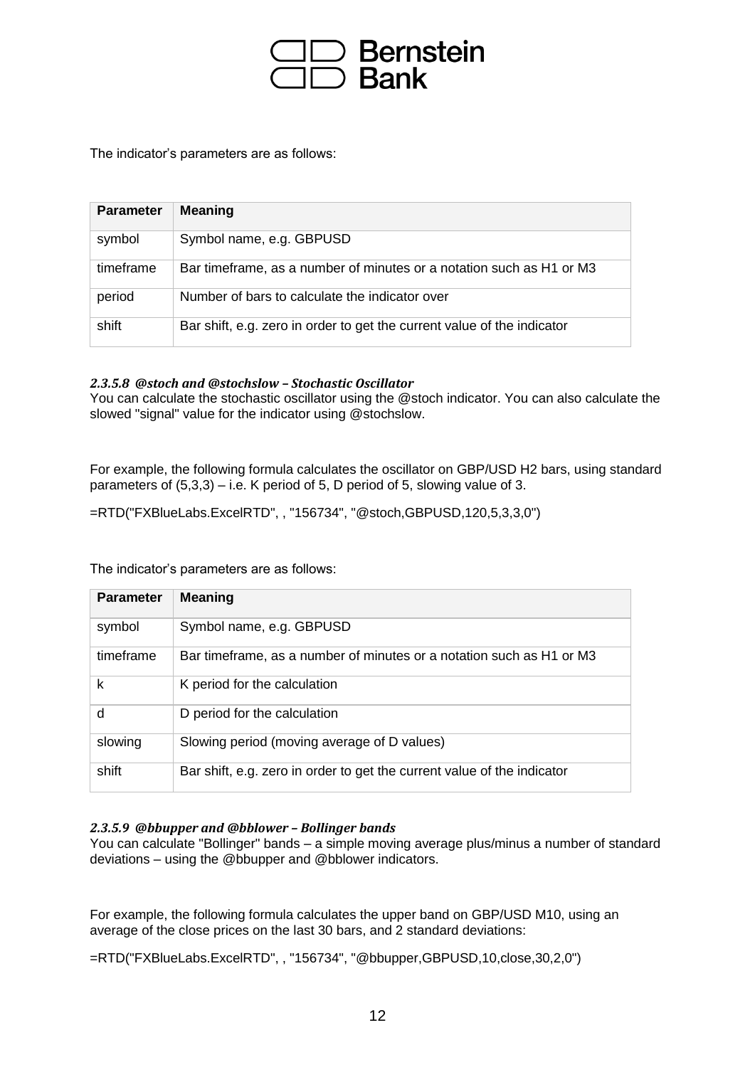The indicator's parameters are as follows:

| Parameter | Meaning |
|---|---|
| symbol | Symbol name, e.g. GBPUSD |
| timeframe | Bar timeframe, as a number of minutes or a notation such as H1 or M3 |
| period | Number of bars to calculate the indicator over |
| shift | Bar shift, e.g. zero in order to get the current value of the indicator |

#### *2.3.5.8 @stoch and @stochslow – Stochastic Oscillator*

You can calculate the stochastic oscillator using the @stoch indicator. You can also calculate the slowed "signal" value for the indicator using @stochslow.

For example, the following formula calculates the oscillator on GBP/USD H2 bars, using standard parameters of (5,3,3) – i.e. K period of 5, D period of 5, slowing value of 3.

```
=RTD("FXBlueLabs.ExcelRTD", , "156734", "@stoch,GBPUSD,120,5,3,3,0")
```

The indicator's parameters are as follows:

| Parameter | Meaning |
|---|---|
| symbol | Symbol name, e.g. GBPUSD |
| timeframe | Bar timeframe, as a number of minutes or a notation such as H1 or M3 |
| k | K period for the calculation |
| d | D period for the calculation |
| slowing | Slowing period (moving average of D values) |
| shift | Bar shift, e.g. zero in order to get the current value of the indicator |

#### *2.3.5.9 @bbupper and @bblower – Bollinger bands*

You can calculate "Bollinger" bands – a simple moving average plus/minus a number of standard deviations – using the @bbupper and @bblower indicators.

For example, the following formula calculates the upper band on GBP/USD M10, using an average of the close prices on the last 30 bars, and 2 standard deviations:

```
=RTD("FXBlueLabs.ExcelRTD", , "156734", "@bbupper,GBPUSD,10,close,30,2,0")
```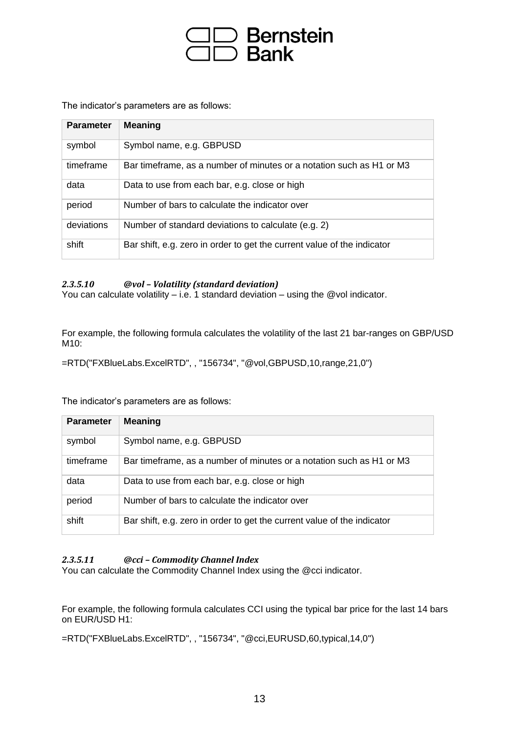The indicator's parameters are as follows:

| Parameter | Meaning |
| --- | --- |
| symbol | Symbol name, e.g. GBPUSD |
| timeframe | Bar timeframe, as a number of minutes or a notation such as H1 or M3 |
| data | Data to use from each bar, e.g. close or high |
| period | Number of bars to calculate the indicator over |
| deviations | Number of standard deviations to calculate (e.g. 2) |
| shift | Bar shift, e.g. zero in order to get the current value of the indicator |

#### *2.3.5.10 @vol – Volatility (standard deviation)*

You can calculate volatility – i.e. 1 standard deviation – using the @vol indicator.

For example, the following formula calculates the volatility of the last 21 bar-ranges on GBP/USD M10:

=RTD("FXBlueLabs.ExcelRTD", , "156734", "@vol,GBPUSD,10,range,21,0")

The indicator's parameters are as follows:

| Parameter | Meaning |
| --- | --- |
| symbol | Symbol name, e.g. GBPUSD |
| timeframe | Bar timeframe, as a number of minutes or a notation such as H1 or M3 |
| data | Data to use from each bar, e.g. close or high |
| period | Number of bars to calculate the indicator over |
| shift | Bar shift, e.g. zero in order to get the current value of the indicator |

#### *2.3.5.11 @cci – Commodity Channel Index*

You can calculate the Commodity Channel Index using the @cci indicator.

For example, the following formula calculates CCI using the typical bar price for the last 14 bars on EUR/USD H1:

=RTD("FXBlueLabs.ExcelRTD", , "156734", "@cci,EURUSD,60,typical,14,0")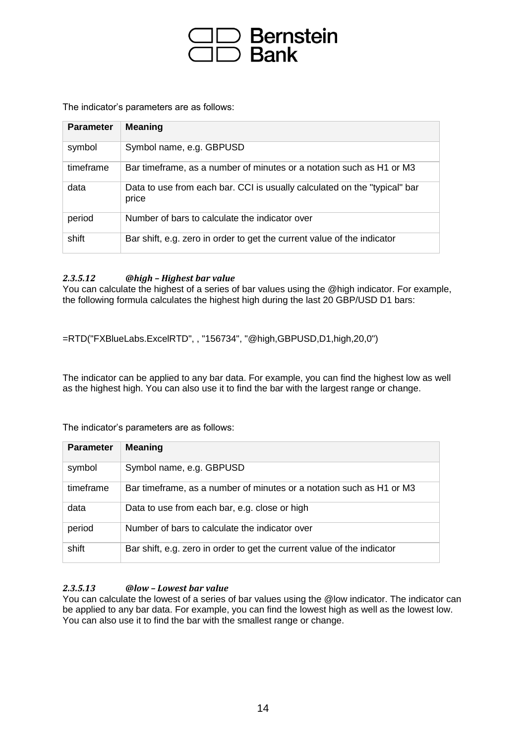The indicator's parameters are as follows:

| Parameter | Meaning |
| --- | --- |
| symbol | Symbol name, e.g. GBPUSD |
| timeframe | Bar timeframe, as a number of minutes or a notation such as H1 or M3 |
| data | Data to use from each bar. CCI is usually calculated on the "typical" bar price |
| period | Number of bars to calculate the indicator over |
| shift | Bar shift, e.g. zero in order to get the current value of the indicator |

#### *2.3.5.12 @high – Highest bar value*

You can calculate the highest of a series of bar values using the @high indicator. For example, the following formula calculates the highest high during the last 20 GBP/USD D1 bars:

```
=RTD("FXBlueLabs.ExcelRTD", , "156734", "@high,GBPUSD,D1,high,20,0")
```

The indicator can be applied to any bar data. For example, you can find the highest low as well as the highest high. You can also use it to find the bar with the largest range or change.

The indicator's parameters are as follows:

| Parameter | Meaning |
| --- | --- |
| symbol | Symbol name, e.g. GBPUSD |
| timeframe | Bar timeframe, as a number of minutes or a notation such as H1 or M3 |
| data | Data to use from each bar, e.g. close or high |
| period | Number of bars to calculate the indicator over |
| shift | Bar shift, e.g. zero in order to get the current value of the indicator |

#### *2.3.5.13 @low – Lowest bar value*

You can calculate the lowest of a series of bar values using the @low indicator. The indicator can be applied to any bar data. For example, you can find the lowest high as well as the lowest low. You can also use it to find the bar with the smallest range or change.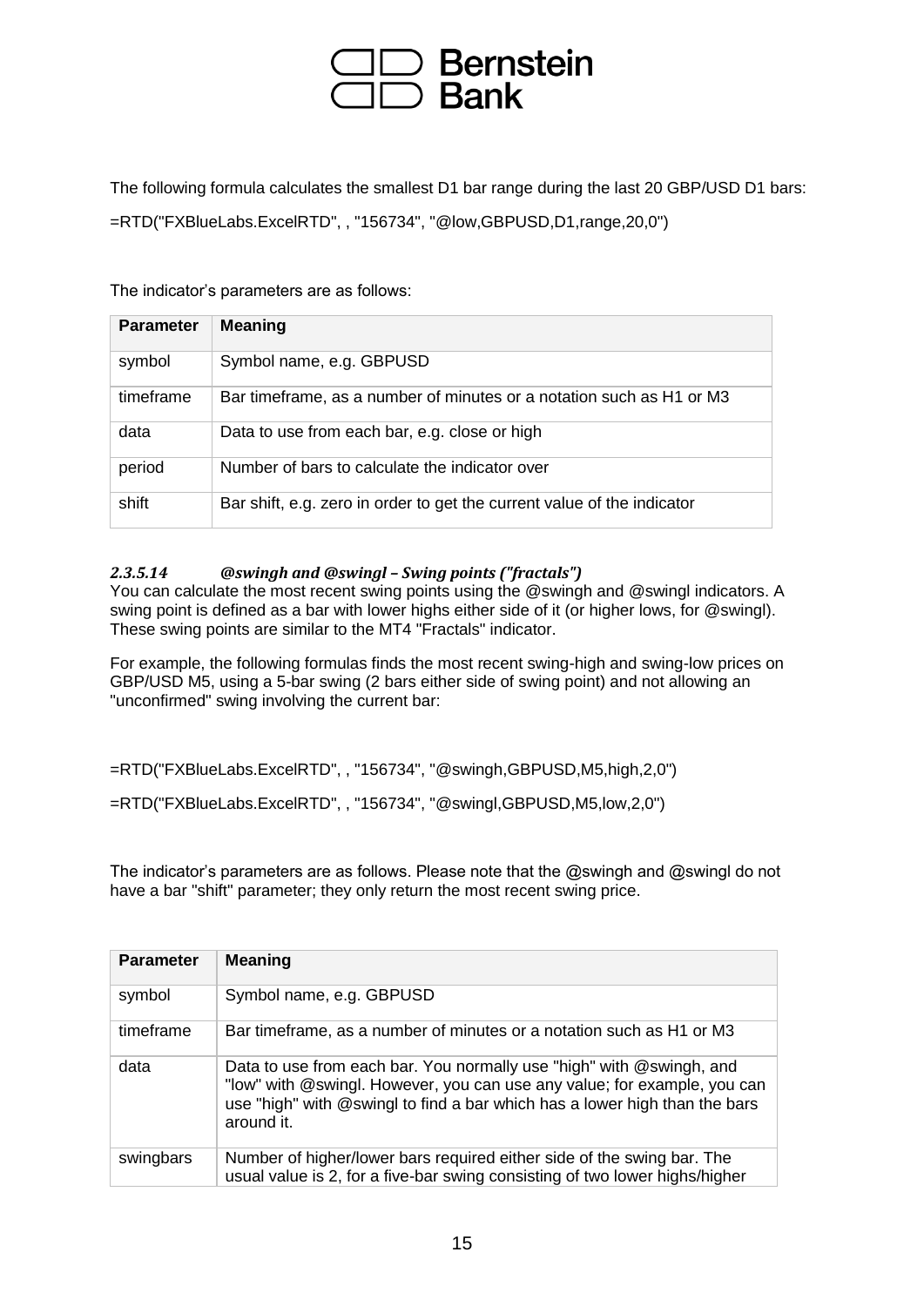The following formula calculates the smallest D1 bar range during the last 20 GBP/USD D1 bars:

=RTD("FXBlueLabs.ExcelRTD", , "156734", "@low,GBPUSD,D1,range,20,0")

The indicator's parameters are as follows:

| Parameter | Meaning |
|---|---|
| symbol | Symbol name, e.g. GBPUSD |
| timeframe | Bar timeframe, as a number of minutes or a notation such as H1 or M3 |
| data | Data to use from each bar, e.g. close or high |
| period | Number of bars to calculate the indicator over |
| shift | Bar shift, e.g. zero in order to get the current value of the indicator |

#### *2.3.5.14 @swingh and @swingl – Swing points ("fractals")*

You can calculate the most recent swing points using the @swingh and @swingl indicators. A swing point is defined as a bar with lower highs either side of it (or higher lows, for @swingl). These swing points are similar to the MT4 "Fractals" indicator.

For example, the following formulas finds the most recent swing-high and swing-low prices on GBP/USD M5, using a 5-bar swing (2 bars either side of swing point) and not allowing an "unconfirmed" swing involving the current bar:

=RTD("FXBlueLabs.ExcelRTD", , "156734", "@swingh,GBPUSD,M5,high,2,0")

=RTD("FXBlueLabs.ExcelRTD", , "156734", "@swingl,GBPUSD,M5,low,2,0")

The indicator's parameters are as follows. Please note that the @swingh and @swingl do not have a bar "shift" parameter; they only return the most recent swing price.

| Parameter | Meaning |
|---|---|
| symbol | Symbol name, e.g. GBPUSD |
| timeframe | Bar timeframe, as a number of minutes or a notation such as H1 or M3 |
| data | Data to use from each bar. You normally use "high" with @swingh, and "low" with @swingl. However, you can use any value; for example, you can use "high" with @swingl to find a bar which has a lower high than the bars around it. |
| swingbars | Number of higher/lower bars required either side of the swing bar. The usual value is 2, for a five-bar swing consisting of two lower highs/higher |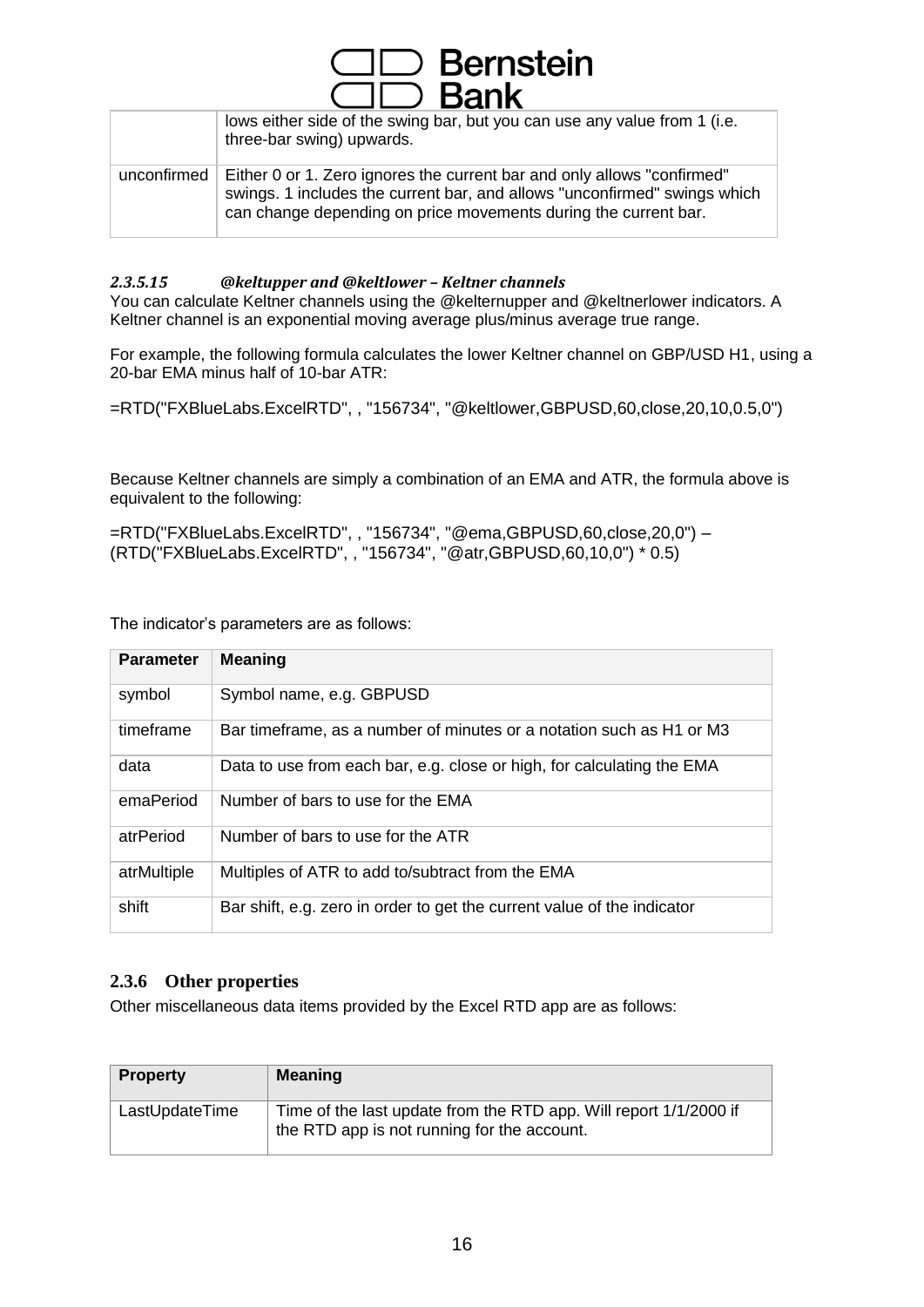| | |
|---|---|
| | lows either side of the swing bar, but you can use any value from 1 (i.e. three-bar swing) upwards. |
| unconfirmed | Either 0 or 1. Zero ignores the current bar and only allows "confirmed" swings. 1 includes the current bar, and allows "unconfirmed" swings which can change depending on price movements during the current bar. |

#### *2.3.5.15 @keltupper and @keltlower – Keltner channels*

You can calculate Keltner channels using the @kelternupper and @keltnerlower indicators. A Keltner channel is an exponential moving average plus/minus average true range.

For example, the following formula calculates the lower Keltner channel on GBP/USD H1, using a 20-bar EMA minus half of 10-bar ATR:

```
=RTD("FXBlueLabs.ExcelRTD", , "156734", "@keltlower,GBPUSD,60,close,20,10,0.5,0")
```

Because Keltner channels are simply a combination of an EMA and ATR, the formula above is equivalent to the following:

```
=RTD("FXBlueLabs.ExcelRTD", , "156734", "@ema,GBPUSD,60,close,20,0") –
(RTD("FXBlueLabs.ExcelRTD", , "156734", "@atr,GBPUSD,60,10,0") * 0.5)
```

The indicator's parameters are as follows:

| Parameter | Meaning |
|---|---|
| symbol | Symbol name, e.g. GBPUSD |
| timeframe | Bar timeframe, as a number of minutes or a notation such as H1 or M3 |
| data | Data to use from each bar, e.g. close or high, for calculating the EMA |
| emaPeriod | Number of bars to use for the EMA |
| atrPeriod | Number of bars to use for the ATR |
| atrMultiple | Multiples of ATR to add to/subtract from the EMA |
| shift | Bar shift, e.g. zero in order to get the current value of the indicator |

### 2.3.6 Other properties

Other miscellaneous data items provided by the Excel RTD app are as follows:

| Property | Meaning |
|---|---|
| LastUpdateTime | Time of the last update from the RTD app. Will report 1/1/2000 if the RTD app is not running for the account. |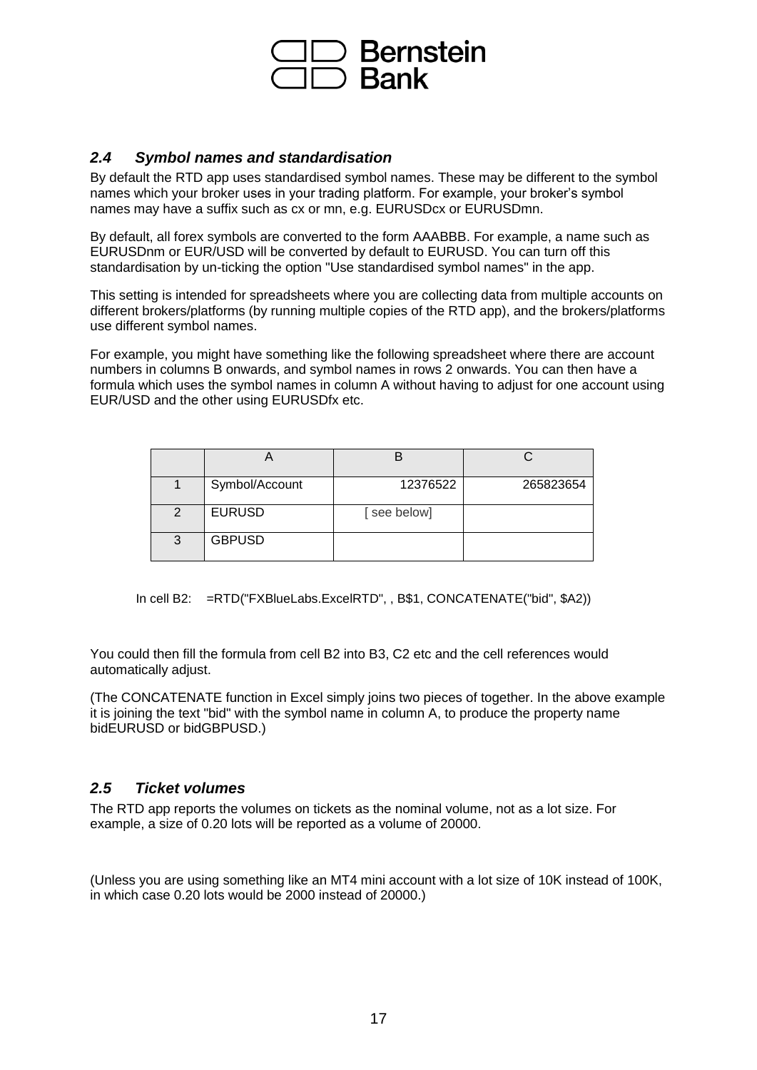## *2.4 Symbol names and standardisation*

By default the RTD app uses standardised symbol names. These may be different to the symbol names which your broker uses in your trading platform. For example, your broker's symbol names may have a suffix such as cx or mn, e.g. EURUSDcx or EURUSDmn.

By default, all forex symbols are converted to the form AAABBB. For example, a name such as EURUSDnm or EUR/USD will be converted by default to EURUSD. You can turn off this standardisation by un-ticking the option "Use standardised symbol names" in the app.

This setting is intended for spreadsheets where you are collecting data from multiple accounts on different brokers/platforms (by running multiple copies of the RTD app), and the brokers/platforms use different symbol names.

For example, you might have something like the following spreadsheet where there are account numbers in columns B onwards, and symbol names in rows 2 onwards. You can then have a formula which uses the symbol names in column A without having to adjust for one account using EUR/USD and the other using EURUSDfx etc.

| | A | B | C |
|---|---|---|---|
| 1 | Symbol/Account | 12376522 | 265823654 |
| 2 | EURUSD | [ see below] | |
| 3 | GBPUSD | | |

In cell B2: =RTD("FXBlueLabs.ExcelRTD", , B$1, CONCATENATE("bid", $A2))

You could then fill the formula from cell B2 into B3, C2 etc and the cell references would automatically adjust.

(The CONCATENATE function in Excel simply joins two pieces of together. In the above example it is joining the text "bid" with the symbol name in column A, to produce the property name bidEURUSD or bidGBPUSD.)

## *2.5 Ticket volumes*

The RTD app reports the volumes on tickets as the nominal volume, not as a lot size. For example, a size of 0.20 lots will be reported as a volume of 20000.

(Unless you are using something like an MT4 mini account with a lot size of 10K instead of 100K, in which case 0.20 lots would be 2000 instead of 20000.)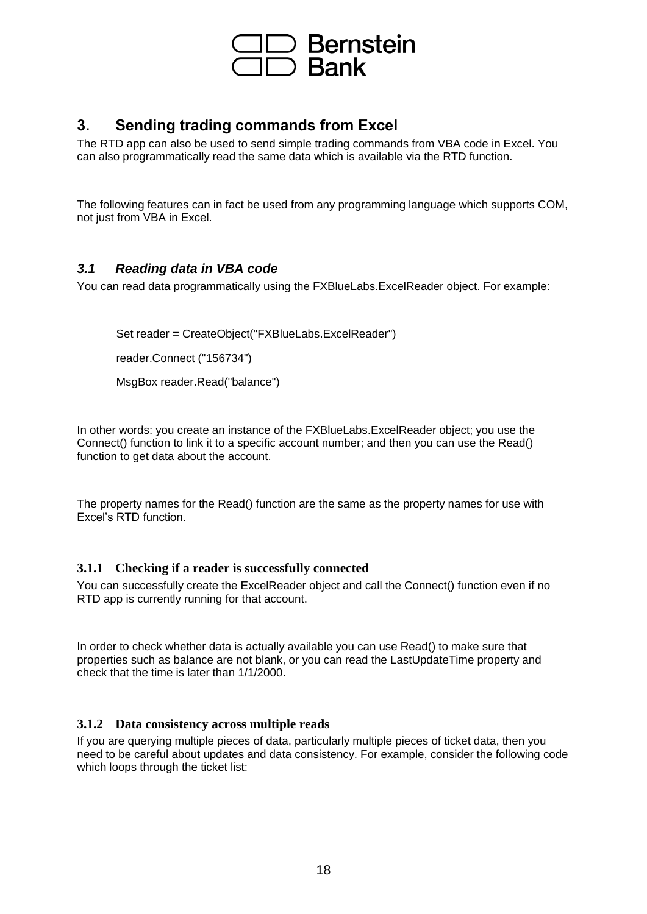## 3. Sending trading commands from Excel

The RTD app can also be used to send simple trading commands from VBA code in Excel. You can also programmatically read the same data which is available via the RTD function.

The following features can in fact be used from any programming language which supports COM, not just from VBA in Excel.

### *3.1 Reading data in VBA code*

You can read data programmatically using the FXBlueLabs.ExcelReader object. For example:

```
Set reader = CreateObject("FXBlueLabs.ExcelReader")
reader.Connect ("156734")
MsgBox reader.Read("balance")
```

In other words: you create an instance of the FXBlueLabs.ExcelReader object; you use the Connect() function to link it to a specific account number; and then you can use the Read() function to get data about the account.

The property names for the Read() function are the same as the property names for use with Excel's RTD function.

#### 3.1.1 Checking if a reader is successfully connected

You can successfully create the ExcelReader object and call the Connect() function even if no RTD app is currently running for that account.

In order to check whether data is actually available you can use Read() to make sure that properties such as balance are not blank, or you can read the LastUpdateTime property and check that the time is later than 1/1/2000.

#### 3.1.2 Data consistency across multiple reads

If you are querying multiple pieces of data, particularly multiple pieces of ticket data, then you need to be careful about updates and data consistency. For example, consider the following code which loops through the ticket list: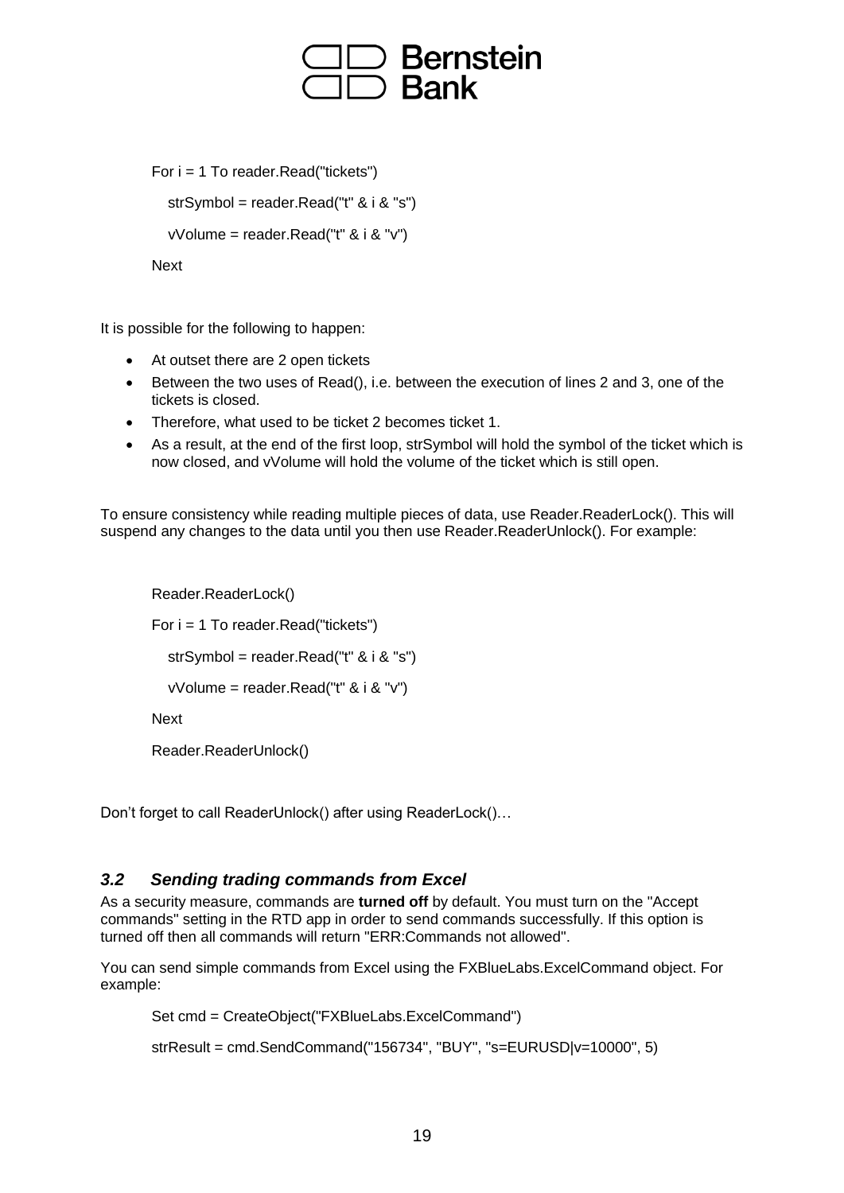```
For i = 1 To reader.Read("tickets")
   strSymbol = reader.Read("t" & i & "s")
   vVolume = reader.Read("t" & i & "v")
Next
```

It is possible for the following to happen:

- At outset there are 2 open tickets
- Between the two uses of Read(), i.e. between the execution of lines 2 and 3, one of the tickets is closed.
- Therefore, what used to be ticket 2 becomes ticket 1.
- As a result, at the end of the first loop, strSymbol will hold the symbol of the ticket which is now closed, and vVolume will hold the volume of the ticket which is still open.

To ensure consistency while reading multiple pieces of data, use Reader.ReaderLock(). This will suspend any changes to the data until you then use Reader.ReaderUnlock(). For example:

```
Reader.ReaderLock()
For i = 1 To reader.Read("tickets")
   strSymbol = reader.Read("t" & i & "s")
   vVolume = reader.Read("t" & i & "v")
Next
Reader.ReaderUnlock()
```

Don't forget to call ReaderUnlock() after using ReaderLock()…

### *3.2 Sending trading commands from Excel*

As a security measure, commands are **turned off** by default. You must turn on the "Accept commands" setting in the RTD app in order to send commands successfully. If this option is turned off then all commands will return "ERR:Commands not allowed".

You can send simple commands from Excel using the FXBlueLabs.ExcelCommand object. For example:

```
Set cmd = CreateObject("FXBlueLabs.ExcelCommand")
strResult = cmd.SendCommand("156734", "BUY", "s=EURUSD|v=10000", 5)
```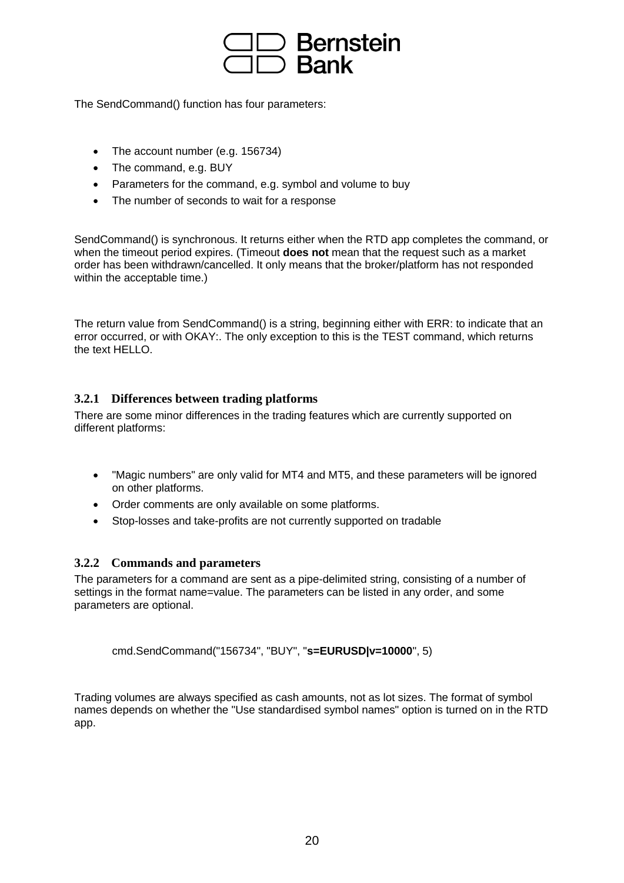The SendCommand() function has four parameters:

- The account number (e.g. 156734)
- The command, e.g. BUY
- Parameters for the command, e.g. symbol and volume to buy
- The number of seconds to wait for a response

SendCommand() is synchronous. It returns either when the RTD app completes the command, or when the timeout period expires. (Timeout **does not** mean that the request such as a market order has been withdrawn/cancelled. It only means that the broker/platform has not responded within the acceptable time.)

The return value from SendCommand() is a string, beginning either with ERR: to indicate that an error occurred, or with OKAY:. The only exception to this is the TEST command, which returns the text HELLO.

### 3.2.1 Differences between trading platforms

There are some minor differences in the trading features which are currently supported on different platforms:

- "Magic numbers" are only valid for MT4 and MT5, and these parameters will be ignored on other platforms.
- Order comments are only available on some platforms.
- Stop-losses and take-profits are not currently supported on tradable

### 3.2.2 Commands and parameters

The parameters for a command are sent as a pipe-delimited string, consisting of a number of settings in the format name=value. The parameters can be listed in any order, and some parameters are optional.

```
cmd.SendCommand("156734", "BUY", "s=EURUSD|v=10000", 5)
```

Trading volumes are always specified as cash amounts, not as lot sizes. The format of symbol names depends on whether the "Use standardised symbol names" option is turned on in the RTD app.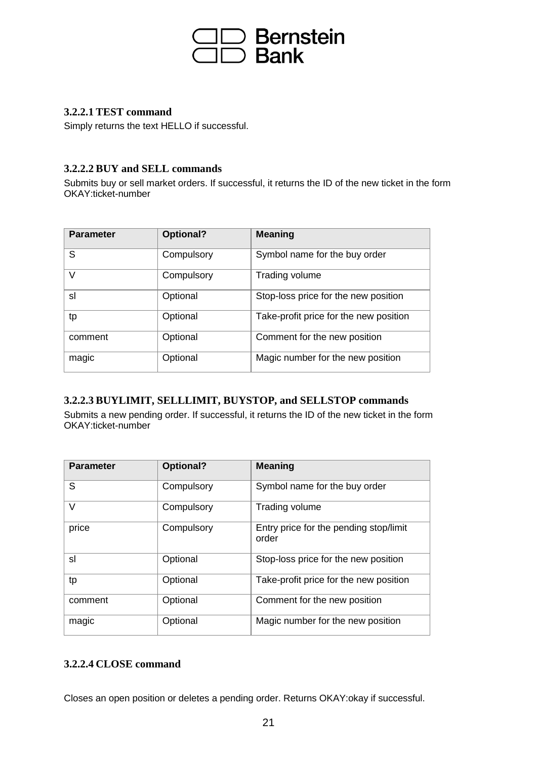#### 3.2.2.1 TEST command

Simply returns the text HELLO if successful.

#### 3.2.2.2 BUY and SELL commands

Submits buy or sell market orders. If successful, it returns the ID of the new ticket in the form OKAY:ticket-number

| Parameter | Optional? | Meaning |
|---|---|---|
| S | Compulsory | Symbol name for the buy order |
| V | Compulsory | Trading volume |
| sl | Optional | Stop-loss price for the new position |
| tp | Optional | Take-profit price for the new position |
| comment | Optional | Comment for the new position |
| magic | Optional | Magic number for the new position |

#### 3.2.2.3 BUYLIMIT, SELLLIMIT, BUYSTOP, and SELLSTOP commands

Submits a new pending order. If successful, it returns the ID of the new ticket in the form OKAY:ticket-number

| Parameter | Optional? | Meaning |
|---|---|---|
| S | Compulsory | Symbol name for the buy order |
| V | Compulsory | Trading volume |
| price | Compulsory | Entry price for the pending stop/limit order |
| sl | Optional | Stop-loss price for the new position |
| tp | Optional | Take-profit price for the new position |
| comment | Optional | Comment for the new position |
| magic | Optional | Magic number for the new position |

#### 3.2.2.4 CLOSE command

Closes an open position or deletes a pending order. Returns OKAY:okay if successful.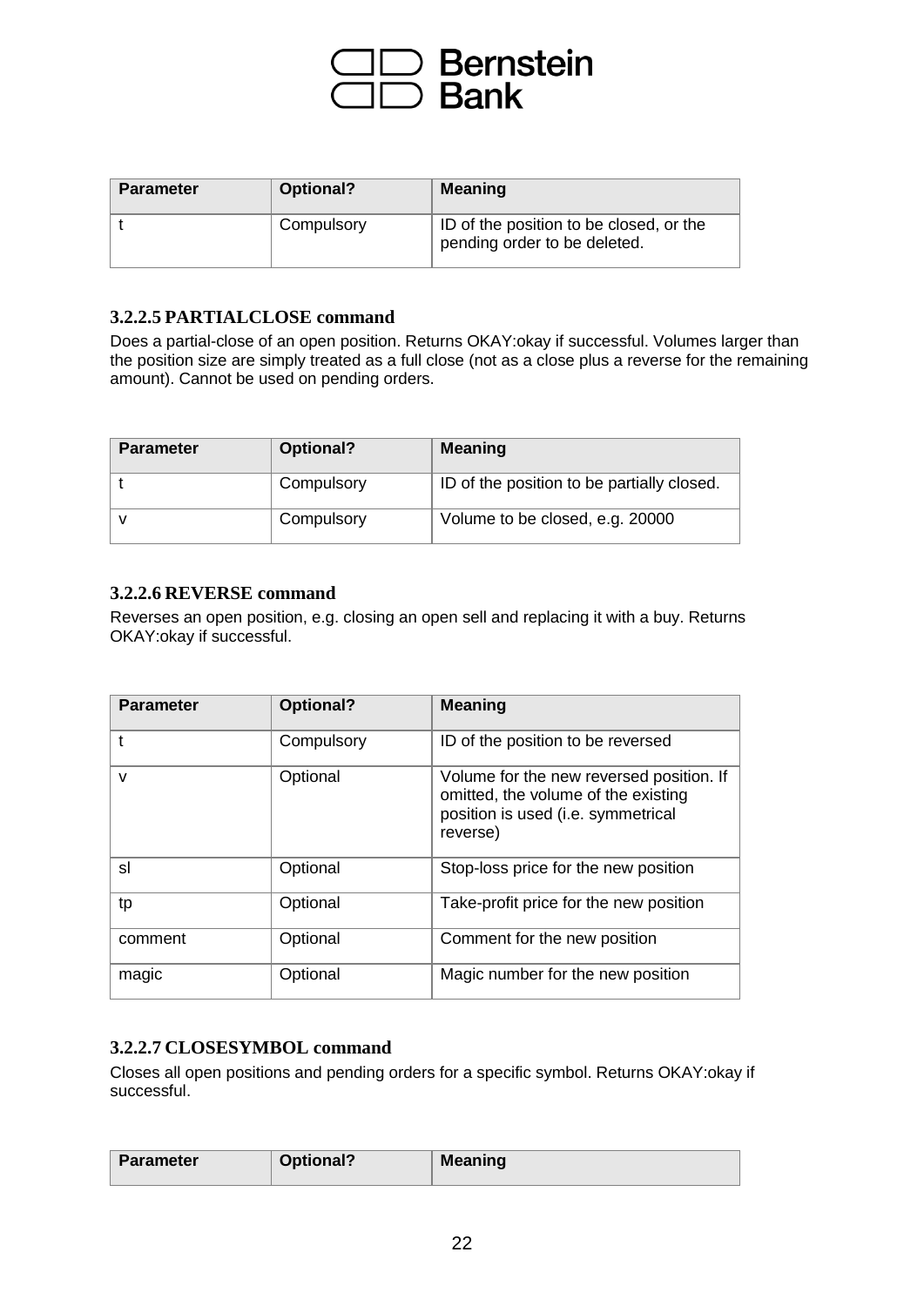| Parameter | Optional? | Meaning |
| --- | --- | --- |
| t | Compulsory | ID of the position to be closed, or the pending order to be deleted. |

#### 3.2.2.5 PARTIALCLOSE command

Does a partial-close of an open position. Returns OKAY:okay if successful. Volumes larger than the position size are simply treated as a full close (not as a close plus a reverse for the remaining amount). Cannot be used on pending orders.

| Parameter | Optional? | Meaning |
| --- | --- | --- |
| t | Compulsory | ID of the position to be partially closed. |
| v | Compulsory | Volume to be closed, e.g. 20000 |

#### 3.2.2.6 REVERSE command

Reverses an open position, e.g. closing an open sell and replacing it with a buy. Returns OKAY:okay if successful.

| Parameter | Optional? | Meaning |
| --- | --- | --- |
| t | Compulsory | ID of the position to be reversed |
| v | Optional | Volume for the new reversed position. If omitted, the volume of the existing position is used (i.e. symmetrical reverse) |
| sl | Optional | Stop-loss price for the new position |
| tp | Optional | Take-profit price for the new position |
| comment | Optional | Comment for the new position |
| magic | Optional | Magic number for the new position |

#### 3.2.2.7 CLOSESYMBOL command

Closes all open positions and pending orders for a specific symbol. Returns OKAY:okay if successful.

| Parameter | Optional? | Meaning |
| --- | --- | --- |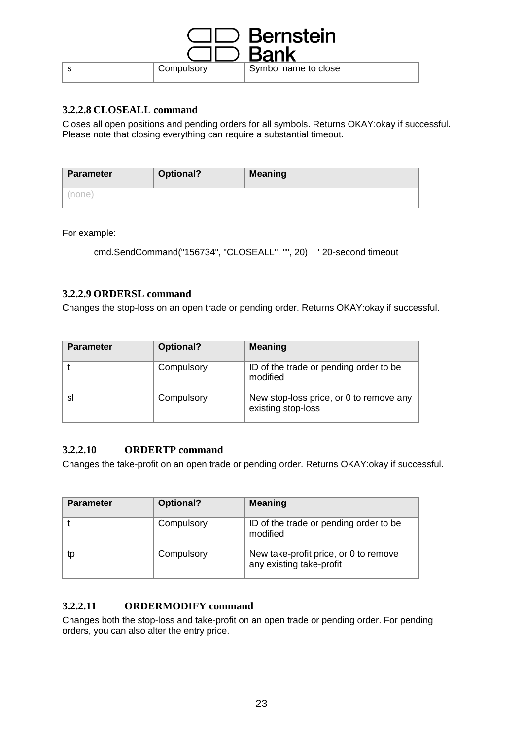| s | Compulsory | Symbol name to close |
|---|---|---|

### 3.2.2.8 CLOSEALL command

Closes all open positions and pending orders for all symbols. Returns OKAY:okay if successful. Please note that closing everything can require a substantial timeout.

| Parameter | Optional? | Meaning |
|---|---|---|
| (none) | | |

For example:

```
cmd.SendCommand("156734", "CLOSEALL", "", 20)    ' 20-second timeout
```

### 3.2.2.9 ORDERSL command

Changes the stop-loss on an open trade or pending order. Returns OKAY:okay if successful.

| Parameter | Optional? | Meaning |
|---|---|---|
| t | Compulsory | ID of the trade or pending order to be modified |
| sl | Compulsory | New stop-loss price, or 0 to remove any existing stop-loss |

### 3.2.2.10 ORDERTP command

Changes the take-profit on an open trade or pending order. Returns OKAY:okay if successful.

| Parameter | Optional? | Meaning |
|---|---|---|
| t | Compulsory | ID of the trade or pending order to be modified |
| tp | Compulsory | New take-profit price, or 0 to remove any existing take-profit |

### 3.2.2.11 ORDERMODIFY command

Changes both the stop-loss and take-profit on an open trade or pending order. For pending orders, you can also alter the entry price.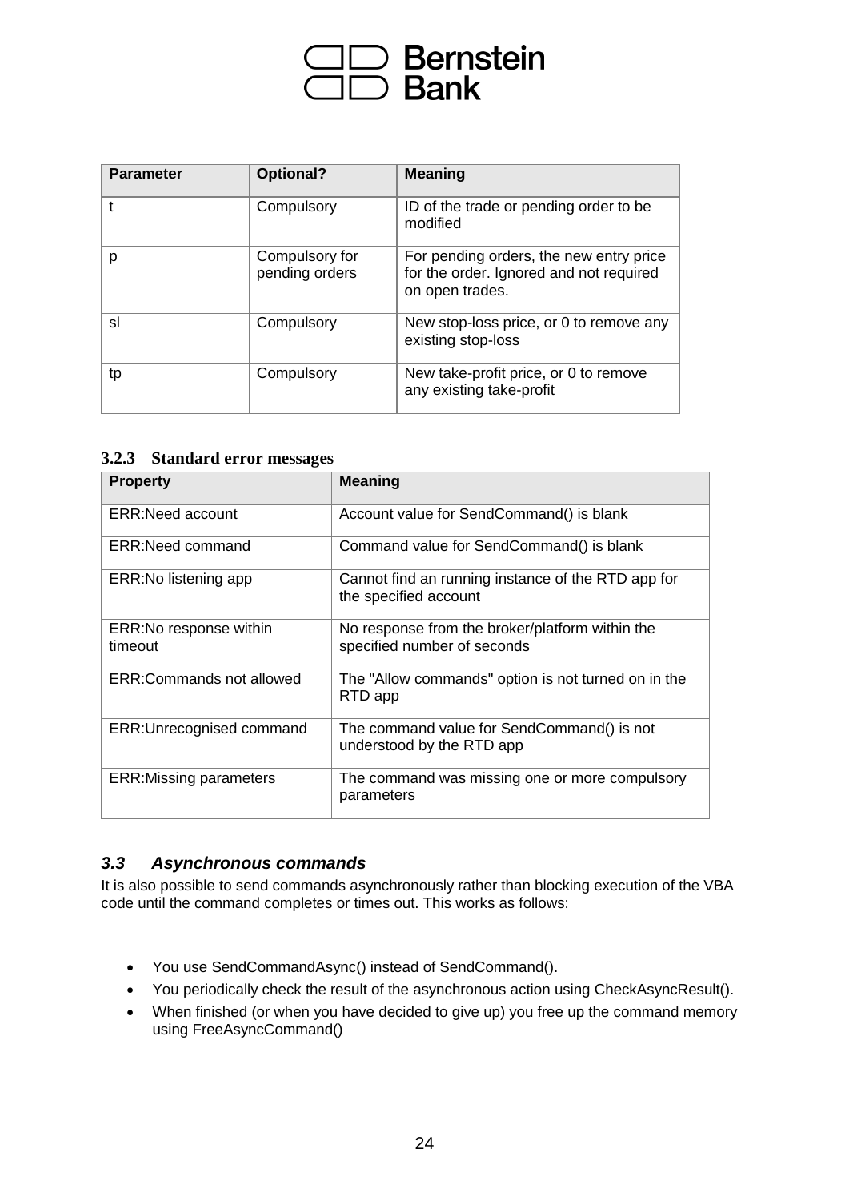| Parameter | Optional? | Meaning |
| --- | --- | --- |
| t | Compulsory | ID of the trade or pending order to be modified |
| p | Compulsory for pending orders | For pending orders, the new entry price for the order. Ignored and not required on open trades. |
| sl | Compulsory | New stop-loss price, or 0 to remove any existing stop-loss |
| tp | Compulsory | New take-profit price, or 0 to remove any existing take-profit |

### 3.2.3 Standard error messages

| Property | Meaning |
| --- | --- |
| ERR:Need account | Account value for SendCommand() is blank |
| ERR:Need command | Command value for SendCommand() is blank |
| ERR:No listening app | Cannot find an running instance of the RTD app for the specified account |
| ERR:No response within timeout | No response from the broker/platform within the specified number of seconds |
| ERR:Commands not allowed | The "Allow commands" option is not turned on in the RTD app |
| ERR:Unrecognised command | The command value for SendCommand() is not understood by the RTD app |
| ERR:Missing parameters | The command was missing one or more compulsory parameters |

## *3.3 Asynchronous commands*

It is also possible to send commands asynchronously rather than blocking execution of the VBA code until the command completes or times out. This works as follows:

- You use SendCommandAsync() instead of SendCommand().
- You periodically check the result of the asynchronous action using CheckAsyncResult().
- When finished (or when you have decided to give up) you free up the command memory using FreeAsyncCommand()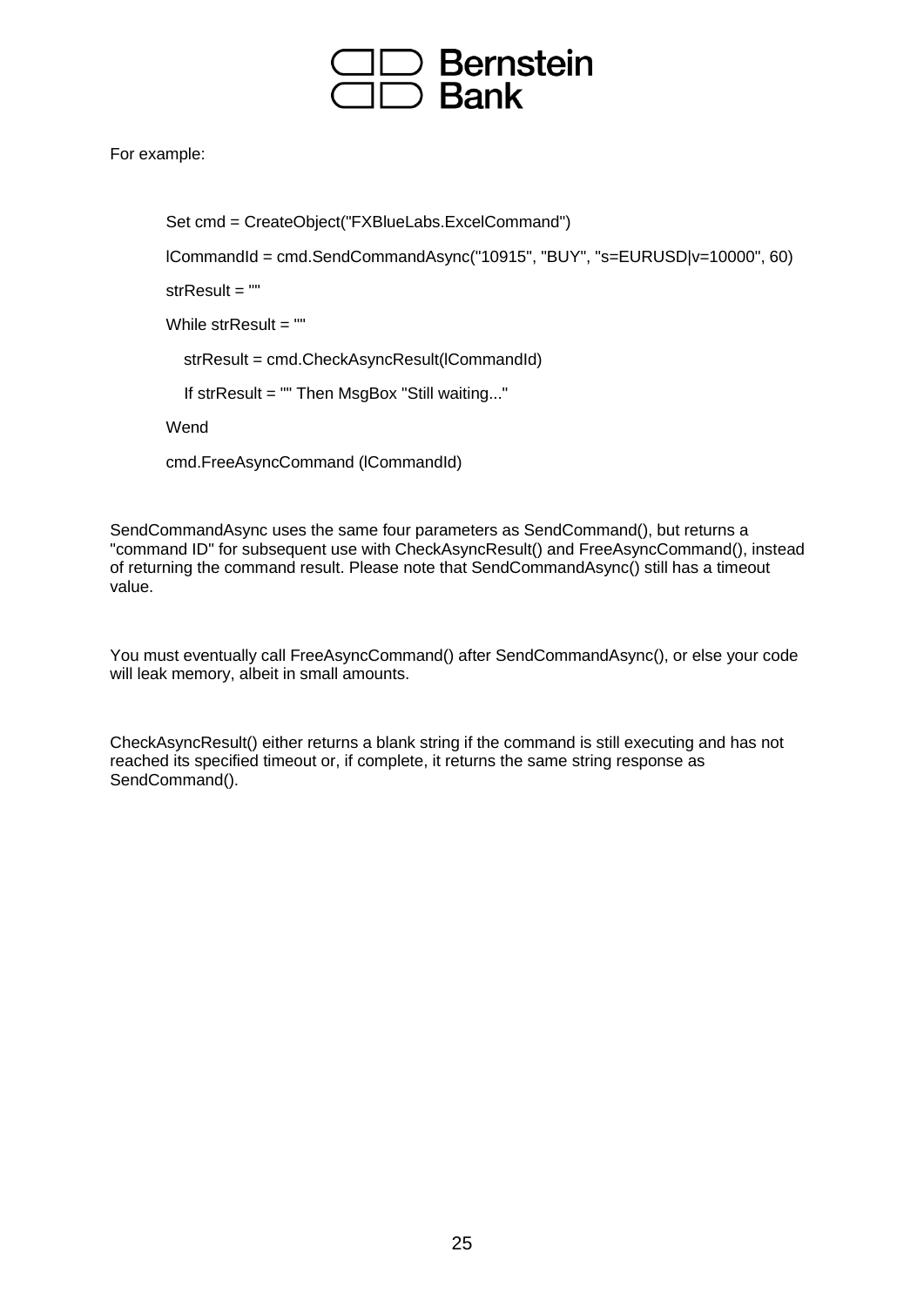For example:

```
Set cmd = CreateObject("FXBlueLabs.ExcelCommand")

lCommandId = cmd.SendCommandAsync("10915", "BUY", "s=EURUSD|v=10000", 60)

strResult = ""

While strResult = ""

   strResult = cmd.CheckAsyncResult(lCommandId)

   If strResult = "" Then MsgBox "Still waiting..."

Wend

cmd.FreeAsyncCommand (lCommandId)
```

SendCommandAsync uses the same four parameters as SendCommand(), but returns a "command ID" for subsequent use with CheckAsyncResult() and FreeAsyncCommand(), instead of returning the command result. Please note that SendCommandAsync() still has a timeout value.

You must eventually call FreeAsyncCommand() after SendCommandAsync(), or else your code will leak memory, albeit in small amounts.

CheckAsyncResult() either returns a blank string if the command is still executing and has not reached its specified timeout or, if complete, it returns the same string response as SendCommand().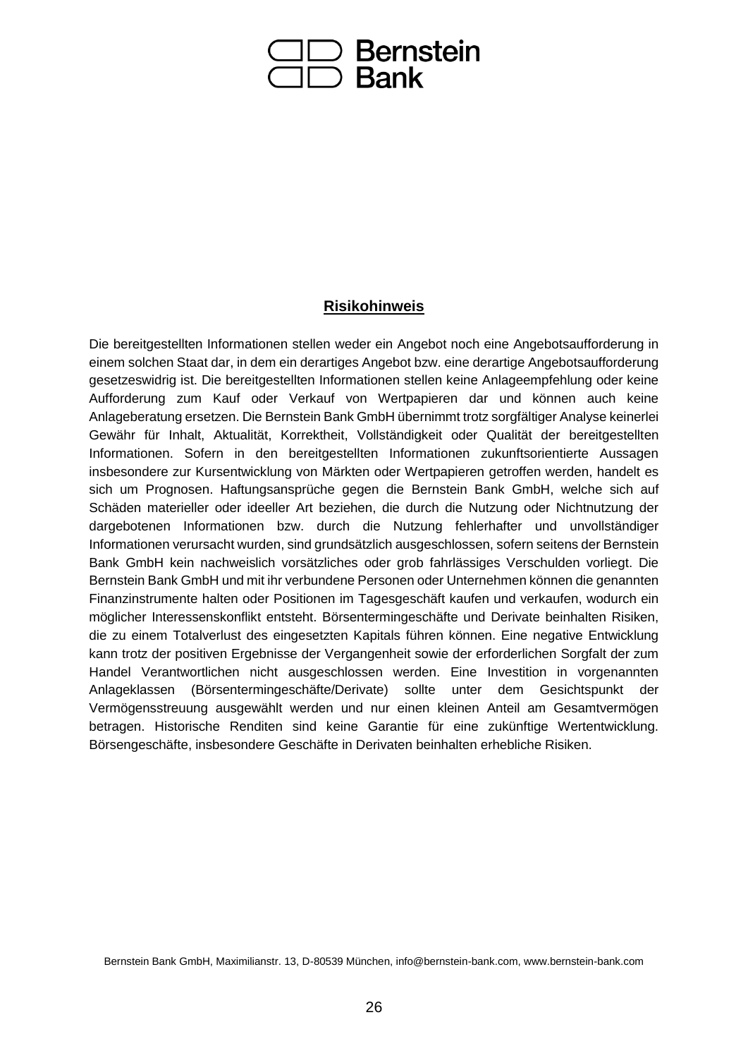Bernstein Bank

## Risikohinweis

Die bereitgestellten Informationen stellen weder ein Angebot noch eine Angebotsaufforderung in einem solchen Staat dar, in dem ein derartiges Angebot bzw. eine derartige Angebotsaufforderung gesetzeswidrig ist. Die bereitgestellten Informationen stellen keine Anlageempfehlung oder keine Aufforderung zum Kauf oder Verkauf von Wertpapieren dar und können auch keine Anlageberatung ersetzen. Die Bernstein Bank GmbH übernimmt trotz sorgfältiger Analyse keinerlei Gewähr für Inhalt, Aktualität, Korrektheit, Vollständigkeit oder Qualität der bereitgestellten Informationen. Sofern in den bereitgestellten Informationen zukunftsorientierte Aussagen insbesondere zur Kursentwicklung von Märkten oder Wertpapieren getroffen werden, handelt es sich um Prognosen. Haftungsansprüche gegen die Bernstein Bank GmbH, welche sich auf Schäden materieller oder ideeller Art beziehen, die durch die Nutzung oder Nichtnutzung der dargebotenen Informationen bzw. durch die Nutzung fehlerhafter und unvollständiger Informationen verursacht wurden, sind grundsätzlich ausgeschlossen, sofern seitens der Bernstein Bank GmbH kein nachweislich vorsätzliches oder grob fahrlässiges Verschulden vorliegt. Die Bernstein Bank GmbH und mit ihr verbundene Personen oder Unternehmen können die genannten Finanzinstrumente halten oder Positionen im Tagesgeschäft kaufen und verkaufen, wodurch ein möglicher Interessenskonflikt entsteht. Börsentermingeschäfte und Derivate beinhalten Risiken, die zu einem Totalverlust des eingesetzten Kapitals führen können. Eine negative Entwicklung kann trotz der positiven Ergebnisse der Vergangenheit sowie der erforderlichen Sorgfalt der zum Handel Verantwortlichen nicht ausgeschlossen werden. Eine Investition in vorgenannten Anlageklassen (Börsentermingeschäfte/Derivate) sollte unter dem Gesichtspunkt der Vermögensstreuung ausgewählt werden und nur einen kleinen Anteil am Gesamtvermögen betragen. Historische Renditen sind keine Garantie für eine zukünftige Wertentwicklung. Börsengeschäfte, insbesondere Geschäfte in Derivaten beinhalten erhebliche Risiken.

Bernstein Bank GmbH, Maximilianstr. 13, D-80539 München, info@bernstein-bank.com, www.bernstein-bank.com